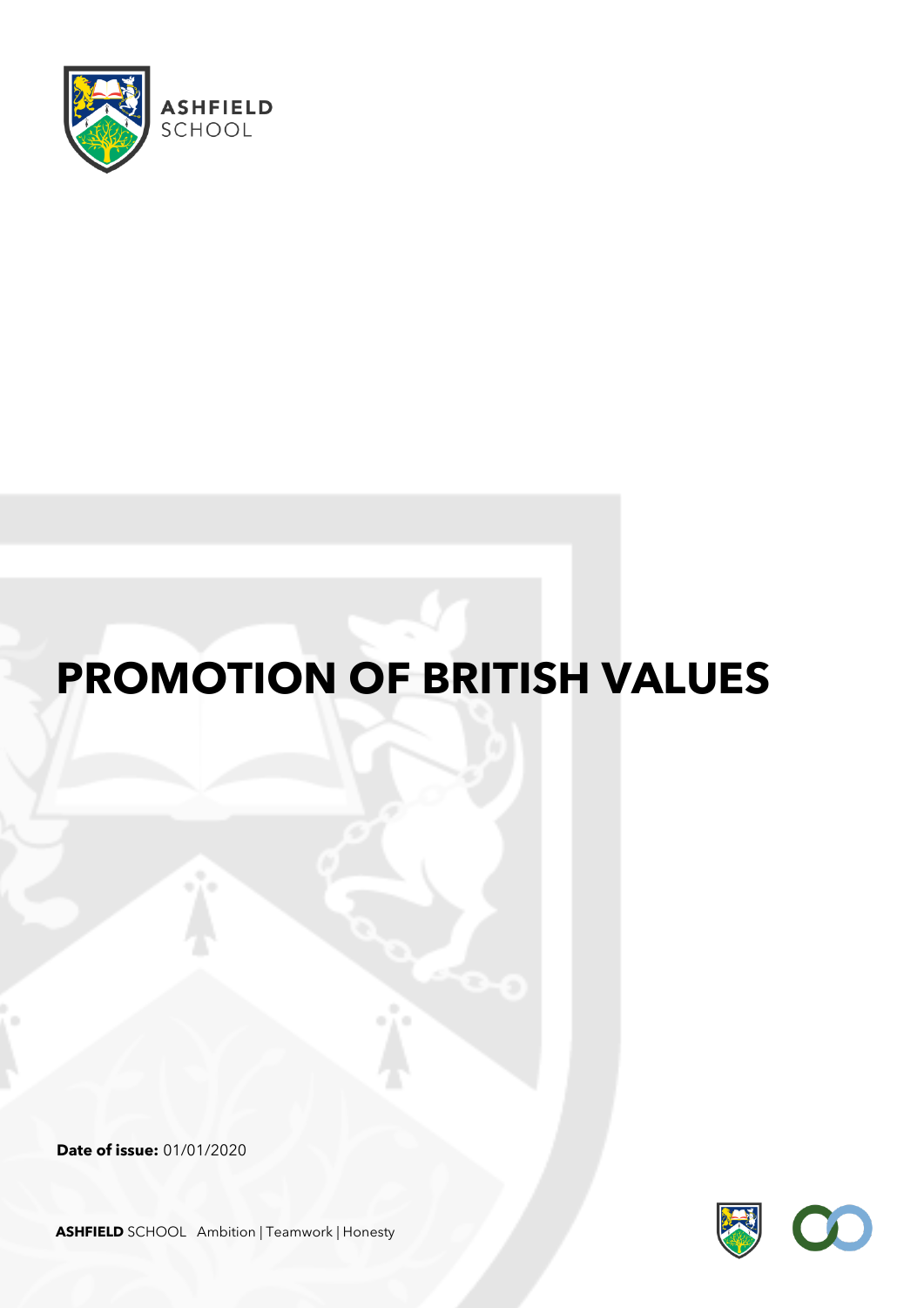ASHFIELD SCHOOL

# PROMOTION OF BRITISH VALUES

**Date of issue:** 01/01/2020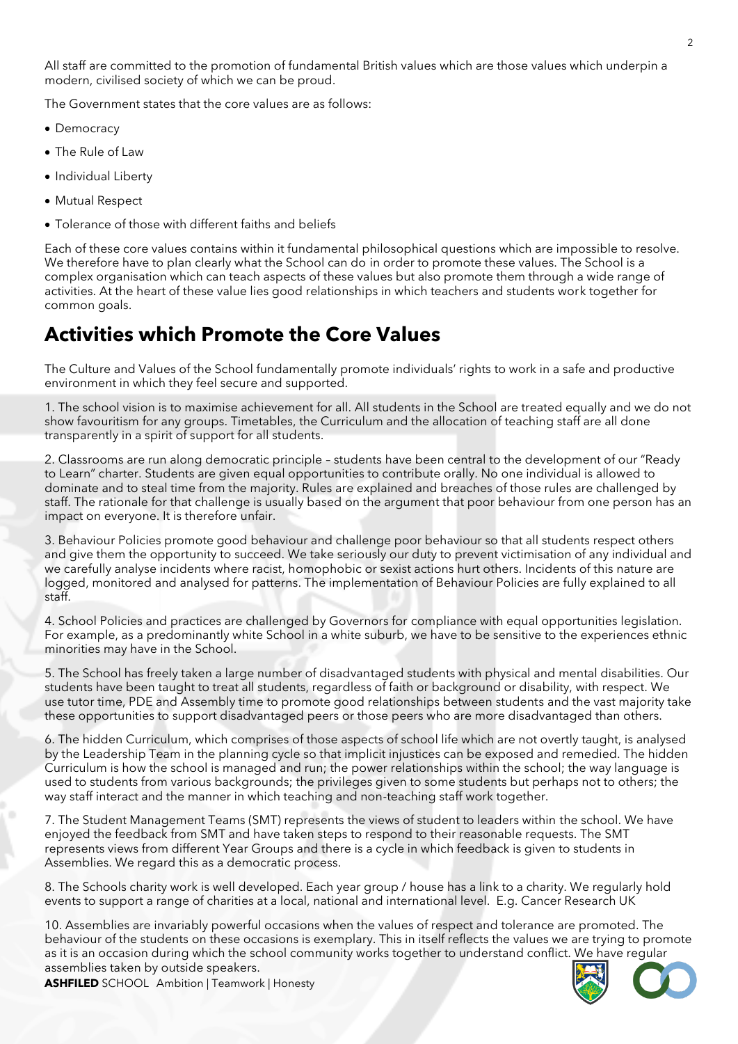All staff are committed to the promotion of fundamental British values which are those values which underpin a modern, civilised society of which we can be proud.

The Government states that the core values are as follows:

- Democracy
- The Rule of Law
- Individual Liberty
- Mutual Respect
- Tolerance of those with different faiths and beliefs

Each of these core values contains within it fundamental philosophical questions which are impossible to resolve. We therefore have to plan clearly what the School can do in order to promote these values. The School is a complex organisation which can teach aspects of these values but also promote them through a wide range of activities. At the heart of these value lies good relationships in which teachers and students work together for common goals.

## Activities which Promote the Core Values

The Culture and Values of the School fundamentally promote individuals' rights to work in a safe and productive environment in which they feel secure and supported.

1. The school vision is to maximise achievement for all. All students in the School are treated equally and we do not show favouritism for any groups. Timetables, the Curriculum and the allocation of teaching staff are all done transparently in a spirit of support for all students.

2. Classrooms are run along democratic principle – students have been central to the development of our "Ready to Learn" charter. Students are given equal opportunities to contribute orally. No one individual is allowed to dominate and to steal time from the majority. Rules are explained and breaches of those rules are challenged by staff. The rationale for that challenge is usually based on the argument that poor behaviour from one person has an impact on everyone. It is therefore unfair.

3. Behaviour Policies promote good behaviour and challenge poor behaviour so that all students respect others and give them the opportunity to succeed. We take seriously our duty to prevent victimisation of any individual and we carefully analyse incidents where racist, homophobic or sexist actions hurt others. Incidents of this nature are logged, monitored and analysed for patterns. The implementation of Behaviour Policies are fully explained to all staff.

4. School Policies and practices are challenged by Governors for compliance with equal opportunities legislation. For example, as a predominantly white School in a white suburb, we have to be sensitive to the experiences ethnic minorities may have in the School.

5. The School has freely taken a large number of disadvantaged students with physical and mental disabilities. Our students have been taught to treat all students, regardless of faith or background or disability, with respect. We use tutor time, PDE and Assembly time to promote good relationships between students and the vast majority take these opportunities to support disadvantaged peers or those peers who are more disadvantaged than others.

6. The hidden Curriculum, which comprises of those aspects of school life which are not overtly taught, is analysed by the Leadership Team in the planning cycle so that implicit injustices can be exposed and remedied. The hidden Curriculum is how the school is managed and run; the power relationships within the school; the way language is used to students from various backgrounds; the privileges given to some students but perhaps not to others; the way staff interact and the manner in which teaching and non-teaching staff work together.

7. The Student Management Teams (SMT) represents the views of student to leaders within the school. We have enjoyed the feedback from SMT and have taken steps to respond to their reasonable requests. The SMT represents views from different Year Groups and there is a cycle in which feedback is given to students in Assemblies. We regard this as a democratic process.

8. The Schools charity work is well developed. Each year group / house has a link to a charity. We regularly hold events to support a range of charities at a local, national and international level. E.g. Cancer Research UK

10. Assemblies are invariably powerful occasions when the values of respect and tolerance are promoted. The behaviour of the students on these occasions is exemplary. This in itself reflects the values we are trying to promote as it is an occasion during which the school community works together to understand conflict. We have regular assemblies taken by outside speakers.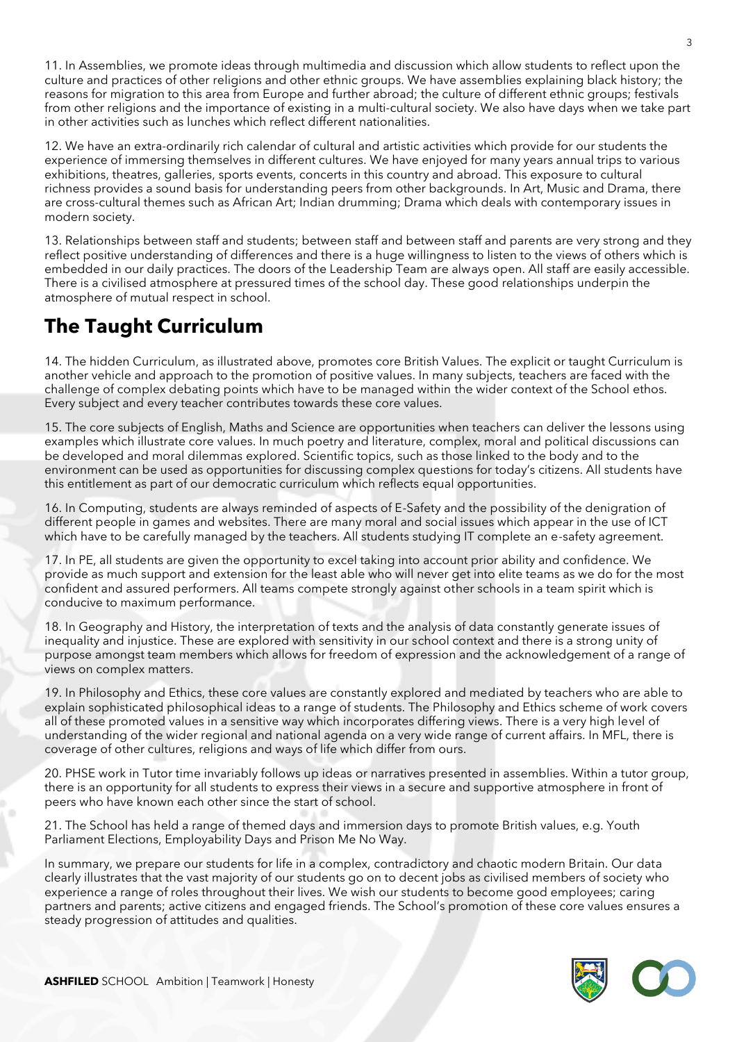11. In Assemblies, we promote ideas through multimedia and discussion which allow students to reflect upon the culture and practices of other religions and other ethnic groups. We have assemblies explaining black history; the reasons for migration to this area from Europe and further abroad; the culture of different ethnic groups; festivals from other religions and the importance of existing in a multi-cultural society. We also have days when we take part in other activities such as lunches which reflect different nationalities.

12. We have an extra-ordinarily rich calendar of cultural and artistic activities which provide for our students the experience of immersing themselves in different cultures. We have enjoyed for many years annual trips to various exhibitions, theatres, galleries, sports events, concerts in this country and abroad. This exposure to cultural richness provides a sound basis for understanding peers from other backgrounds. In Art, Music and Drama, there are cross-cultural themes such as African Art; Indian drumming; Drama which deals with contemporary issues in modern society.

13. Relationships between staff and students; between staff and between staff and parents are very strong and they reflect positive understanding of differences and there is a huge willingness to listen to the views of others which is embedded in our daily practices. The doors of the Leadership Team are always open. All staff are easily accessible. There is a civilised atmosphere at pressured times of the school day. These good relationships underpin the atmosphere of mutual respect in school.

## The Taught Curriculum

14. The hidden Curriculum, as illustrated above, promotes core British Values. The explicit or taught Curriculum is another vehicle and approach to the promotion of positive values. In many subjects, teachers are faced with the challenge of complex debating points which have to be managed within the wider context of the School ethos. Every subject and every teacher contributes towards these core values.

15. The core subjects of English, Maths and Science are opportunities when teachers can deliver the lessons using examples which illustrate core values. In much poetry and literature, complex, moral and political discussions can be developed and moral dilemmas explored. Scientific topics, such as those linked to the body and to the environment can be used as opportunities for discussing complex questions for today's citizens. All students have this entitlement as part of our democratic curriculum which reflects equal opportunities.

16. In Computing, students are always reminded of aspects of E-Safety and the possibility of the denigration of different people in games and websites. There are many moral and social issues which appear in the use of ICT which have to be carefully managed by the teachers. All students studying IT complete an e-safety agreement.

17. In PE, all students are given the opportunity to excel taking into account prior ability and confidence. We provide as much support and extension for the least able who will never get into elite teams as we do for the most confident and assured performers. All teams compete strongly against other schools in a team spirit which is conducive to maximum performance.

18. In Geography and History, the interpretation of texts and the analysis of data constantly generate issues of inequality and injustice. These are explored with sensitivity in our school context and there is a strong unity of purpose amongst team members which allows for freedom of expression and the acknowledgement of a range of views on complex matters.

19. In Philosophy and Ethics, these core values are constantly explored and mediated by teachers who are able to explain sophisticated philosophical ideas to a range of students. The Philosophy and Ethics scheme of work covers all of these promoted values in a sensitive way which incorporates differing views. There is a very high level of understanding of the wider regional and national agenda on a very wide range of current affairs. In MFL, there is coverage of other cultures, religions and ways of life which differ from ours.

20. PHSE work in Tutor time invariably follows up ideas or narratives presented in assemblies. Within a tutor group, there is an opportunity for all students to express their views in a secure and supportive atmosphere in front of peers who have known each other since the start of school.

21. The School has held a range of themed days and immersion days to promote British values, e.g. Youth Parliament Elections, Employability Days and Prison Me No Way.

In summary, we prepare our students for life in a complex, contradictory and chaotic modern Britain. Our data clearly illustrates that the vast majority of our students go on to decent jobs as civilised members of society who experience a range of roles throughout their lives. We wish our students to become good employees; caring partners and parents; active citizens and engaged friends. The School's promotion of these core values ensures a steady progression of attitudes and qualities.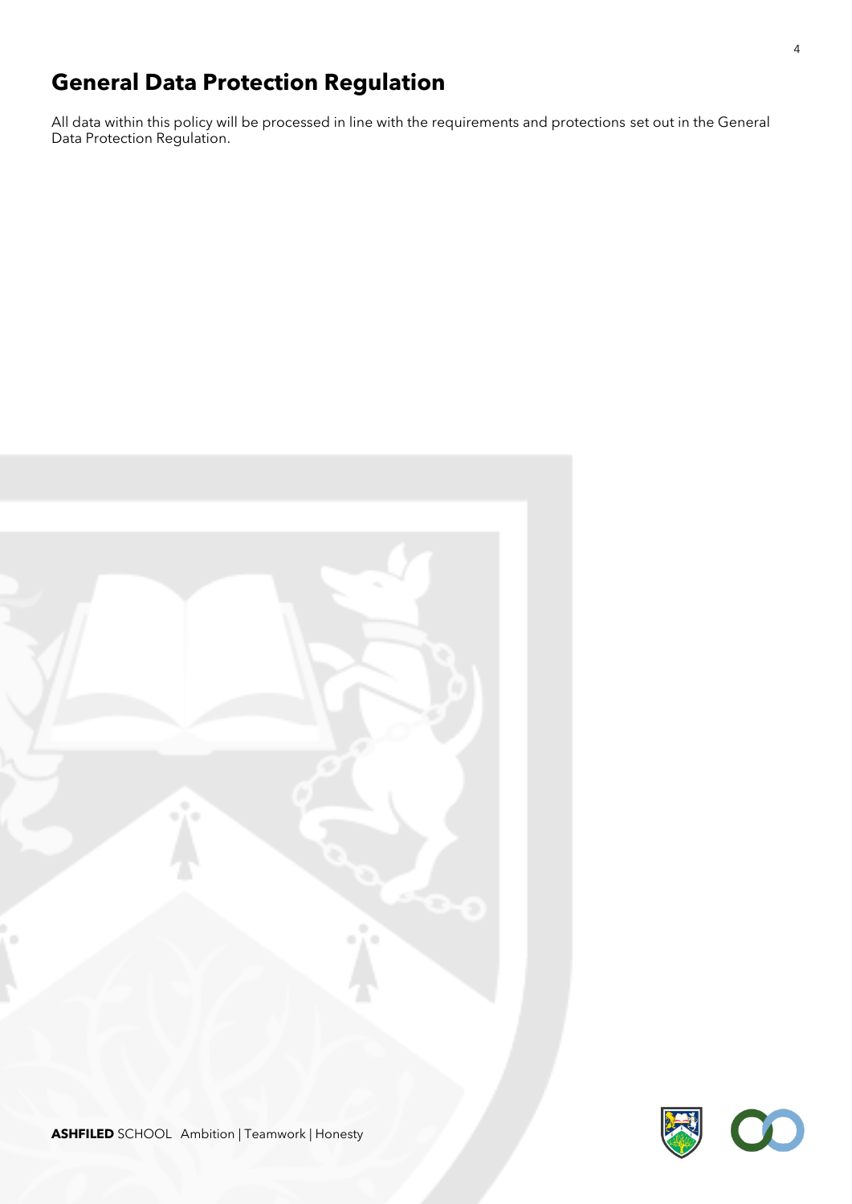# General Data Protection Regulation

All data within this policy will be processed in line with the requirements and protections set out in the General Data Protection Regulation.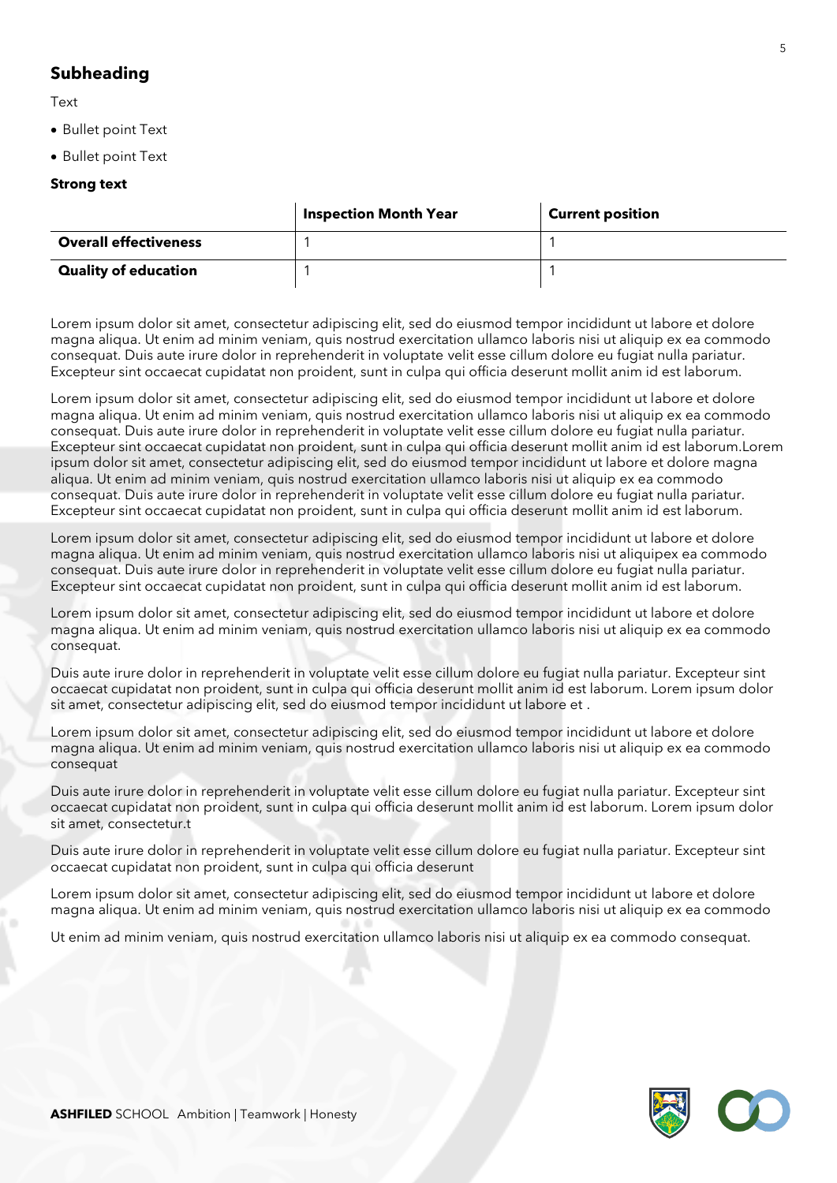## Subheading

Text

- Bullet point Text
- Bullet point Text

**Strong text**

| | **Inspection Month Year** | **Current position** |
|---|---|---|
| **Overall effectiveness** | 1 | 1 |
| **Quality of education** | 1 | 1 |

Lorem ipsum dolor sit amet, consectetur adipiscing elit, sed do eiusmod tempor incididunt ut labore et dolore magna aliqua. Ut enim ad minim veniam, quis nostrud exercitation ullamco laboris nisi ut aliquip ex ea commodo consequat. Duis aute irure dolor in reprehenderit in voluptate velit esse cillum dolore eu fugiat nulla pariatur. Excepteur sint occaecat cupidatat non proident, sunt in culpa qui officia deserunt mollit anim id est laborum.

Lorem ipsum dolor sit amet, consectetur adipiscing elit, sed do eiusmod tempor incididunt ut labore et dolore magna aliqua. Ut enim ad minim veniam, quis nostrud exercitation ullamco laboris nisi ut aliquip ex ea commodo consequat. Duis aute irure dolor in reprehenderit in voluptate velit esse cillum dolore eu fugiat nulla pariatur. Excepteur sint occaecat cupidatat non proident, sunt in culpa qui officia deserunt mollit anim id est laborum.Lorem ipsum dolor sit amet, consectetur adipiscing elit, sed do eiusmod tempor incididunt ut labore et dolore magna aliqua. Ut enim ad minim veniam, quis nostrud exercitation ullamco laboris nisi ut aliquip ex ea commodo consequat. Duis aute irure dolor in reprehenderit in voluptate velit esse cillum dolore eu fugiat nulla pariatur. Excepteur sint occaecat cupidatat non proident, sunt in culpa qui officia deserunt mollit anim id est laborum.

Lorem ipsum dolor sit amet, consectetur adipiscing elit, sed do eiusmod tempor incididunt ut labore et dolore magna aliqua. Ut enim ad minim veniam, quis nostrud exercitation ullamco laboris nisi ut aliquipex ea commodo consequat. Duis aute irure dolor in reprehenderit in voluptate velit esse cillum dolore eu fugiat nulla pariatur. Excepteur sint occaecat cupidatat non proident, sunt in culpa qui officia deserunt mollit anim id est laborum.

Lorem ipsum dolor sit amet, consectetur adipiscing elit, sed do eiusmod tempor incididunt ut labore et dolore magna aliqua. Ut enim ad minim veniam, quis nostrud exercitation ullamco laboris nisi ut aliquip ex ea commodo consequat.

Duis aute irure dolor in reprehenderit in voluptate velit esse cillum dolore eu fugiat nulla pariatur. Excepteur sint occaecat cupidatat non proident, sunt in culpa qui officia deserunt mollit anim id est laborum. Lorem ipsum dolor sit amet, consectetur adipiscing elit, sed do eiusmod tempor incididunt ut labore et .

Lorem ipsum dolor sit amet, consectetur adipiscing elit, sed do eiusmod tempor incididunt ut labore et dolore magna aliqua. Ut enim ad minim veniam, quis nostrud exercitation ullamco laboris nisi ut aliquip ex ea commodo consequat

Duis aute irure dolor in reprehenderit in voluptate velit esse cillum dolore eu fugiat nulla pariatur. Excepteur sint occaecat cupidatat non proident, sunt in culpa qui officia deserunt mollit anim id est laborum. Lorem ipsum dolor sit amet, consectetur.t

Duis aute irure dolor in reprehenderit in voluptate velit esse cillum dolore eu fugiat nulla pariatur. Excepteur sint occaecat cupidatat non proident, sunt in culpa qui officia deserunt

Lorem ipsum dolor sit amet, consectetur adipiscing elit, sed do eiusmod tempor incididunt ut labore et dolore magna aliqua. Ut enim ad minim veniam, quis nostrud exercitation ullamco laboris nisi ut aliquip ex ea commodo

Ut enim ad minim veniam, quis nostrud exercitation ullamco laboris nisi ut aliquip ex ea commodo consequat.